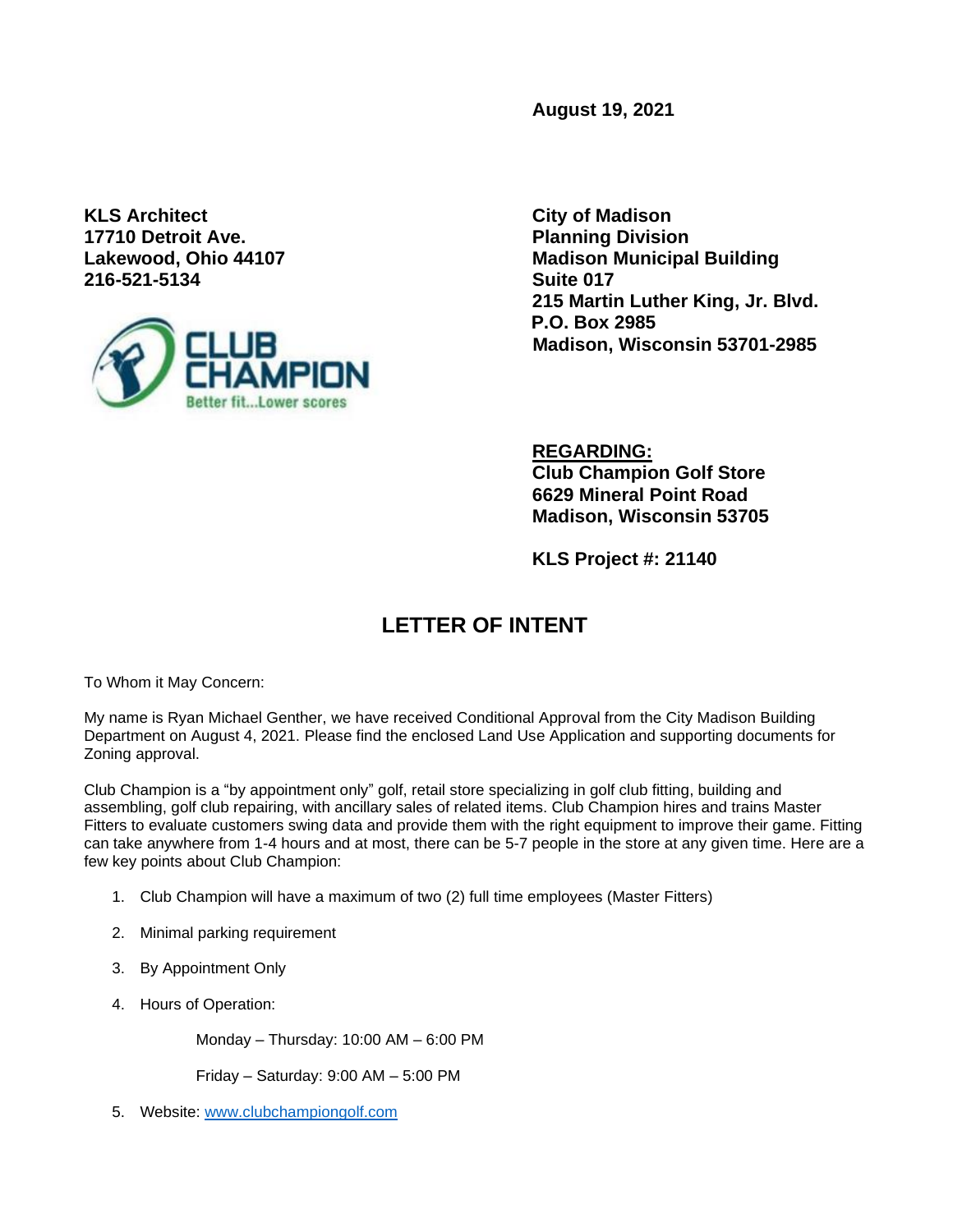**August 19, 2021**

**KLS Architect**
**17710 Detroit Ave.**
**Lakewood, Ohio 44107**
**216-521-5134**

**City of Madison**
**Planning Division**
**Madison Municipal Building**
**Suite 017**
**215 Martin Luther King, Jr. Blvd.**
**P.O. Box 2985**
**Madison, Wisconsin 53701-2985**

**<u>REGARDING:</u>**
**Club Champion Golf Store**
**6629 Mineral Point Road**
**Madison, Wisconsin 53705**

**KLS Project #: 21140**

# LETTER OF INTENT

To Whom it May Concern:

My name is Ryan Michael Genther, we have received Conditional Approval from the City Madison Building Department on August 4, 2021. Please find the enclosed Land Use Application and supporting documents for Zoning approval.

Club Champion is a "by appointment only" golf, retail store specializing in golf club fitting, building and assembling, golf club repairing, with ancillary sales of related items. Club Champion hires and trains Master Fitters to evaluate customers swing data and provide them with the right equipment to improve their game. Fitting can take anywhere from 1-4 hours and at most, there can be 5-7 people in the store at any given time. Here are a few key points about Club Champion:

1. Club Champion will have a maximum of two (2) full time employees (Master Fitters)
2. Minimal parking requirement
3. By Appointment Only
4. Hours of Operation:

   Monday – Thursday: 10:00 AM – 6:00 PM

   Friday – Saturday: 9:00 AM – 5:00 PM

5. Website: www.clubchampiongolf.com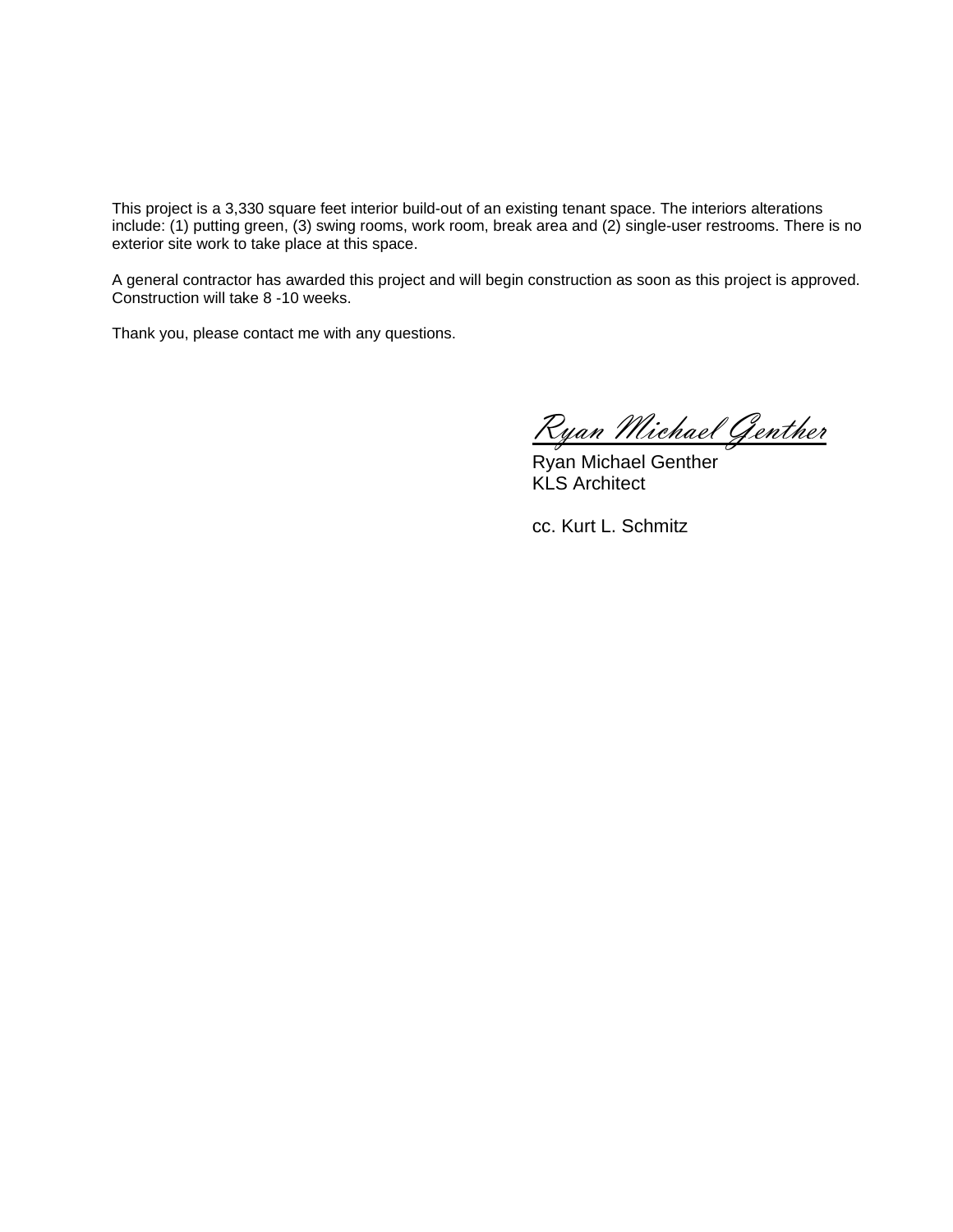This project is a 3,330 square feet interior build-out of an existing tenant space. The interiors alterations include: (1) putting green, (3) swing rooms, work room, break area and (2) single-user restrooms. There is no exterior site work to take place at this space.

A general contractor has awarded this project and will begin construction as soon as this project is approved. Construction will take 8 -10 weeks.

Thank you, please contact me with any questions.

*Ryan Michael Genther*

Ryan Michael Genther
KLS Architect

cc. Kurt L. Schmitz